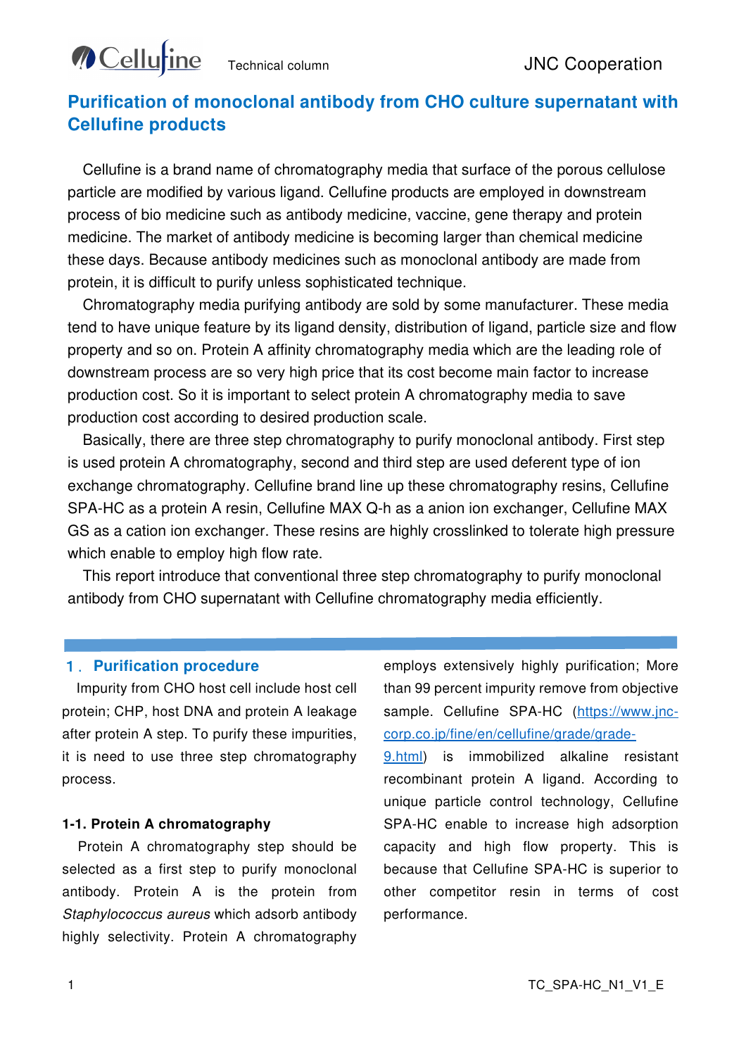Cellufine Technical column JNC Cooperation

# Purification of monoclonal antibody from CHO culture supernatant with Cellufine products

Cellufine is a brand name of chromatography media that surface of the porous cellulose particle are modified by various ligand. Cellufine products are employed in downstream process of bio medicine such as antibody medicine, vaccine, gene therapy and protein medicine. The market of antibody medicine is becoming larger than chemical medicine these days. Because antibody medicines such as monoclonal antibody are made from protein, it is difficult to purify unless sophisticated technique.

Chromatography media purifying antibody are sold by some manufacturer. These media tend to have unique feature by its ligand density, distribution of ligand, particle size and flow property and so on. Protein A affinity chromatography media which are the leading role of downstream process are so very high price that its cost become main factor to increase production cost. So it is important to select protein A chromatography media to save production cost according to desired production scale.

Basically, there are three step chromatography to purify monoclonal antibody. First step is used protein A chromatography, second and third step are used deferent type of ion exchange chromatography. Cellufine brand line up these chromatography resins, Cellufine SPA-HC as a protein A resin, Cellufine MAX Q-h as a anion ion exchanger, Cellufine MAX GS as a cation ion exchanger. These resins are highly crosslinked to tolerate high pressure which enable to employ high flow rate.

This report introduce that conventional three step chromatography to purify monoclonal antibody from CHO supernatant with Cellufine chromatography media efficiently.

## 1．Purification procedure

Impurity from CHO host cell include host cell protein; CHP, host DNA and protein A leakage after protein A step. To purify these impurities, it is need to use three step chromatography process.

### 1-1. Protein A chromatography

Protein A chromatography step should be selected as a first step to purify monoclonal antibody. Protein A is the protein from *Staphylococcus aureus* which adsorb antibody highly selectivity. Protein A chromatography employs extensively highly purification; More than 99 percent impurity remove from objective sample. Cellufine SPA-HC (https://www.jnc-corp.co.jp/fine/en/cellufine/grade/grade-9.html) is immobilized alkaline resistant recombinant protein A ligand. According to unique particle control technology, Cellufine SPA-HC enable to increase high adsorption capacity and high flow property. This is because that Cellufine SPA-HC is superior to other competitor resin in terms of cost performance.

TC_SPA-HC_N1_V1_E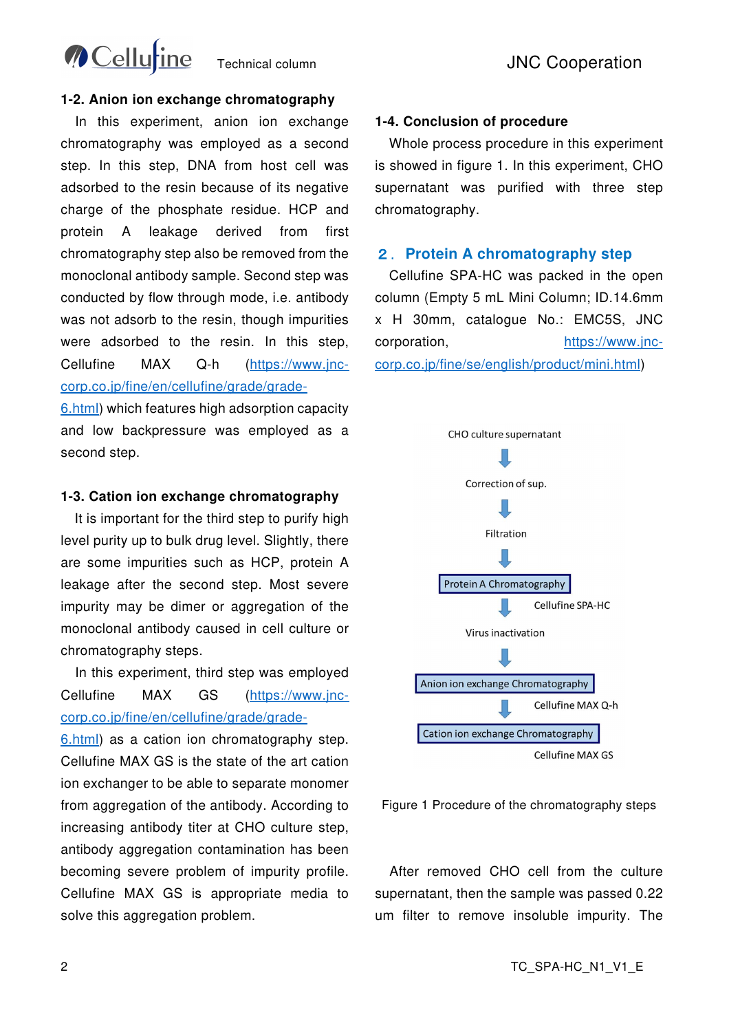### 1-2. Anion ion exchange chromatography

In this experiment, anion ion exchange chromatography was employed as a second step. In this step, DNA from host cell was adsorbed to the resin because of its negative charge of the phosphate residue. HCP and protein A leakage derived from first chromatography step also be removed from the monoclonal antibody sample. Second step was conducted by flow through mode, i.e. antibody was not adsorb to the resin, though impurities were adsorbed to the resin. In this step, Cellufine MAX Q-h (https://www.jnc-corp.co.jp/fine/en/cellufine/grade/grade-6.html) which features high adsorption capacity and low backpressure was employed as a second step.

### 1-3. Cation ion exchange chromatography

It is important for the third step to purify high level purity up to bulk drug level. Slightly, there are some impurities such as HCP, protein A leakage after the second step. Most severe impurity may be dimer or aggregation of the monoclonal antibody caused in cell culture or chromatography steps.

In this experiment, third step was employed Cellufine MAX GS (https://www.jnc-corp.co.jp/fine/en/cellufine/grade/grade-6.html) as a cation ion chromatography step. Cellufine MAX GS is the state of the art cation ion exchanger to be able to separate monomer from aggregation of the antibody. According to increasing antibody titer at CHO culture step, antibody aggregation contamination has been becoming severe problem of impurity profile. Cellufine MAX GS is appropriate media to solve this aggregation problem.

### 1-4. Conclusion of procedure

Whole process procedure in this experiment is showed in figure 1. In this experiment, CHO supernatant was purified with three step chromatography.

## 2. Protein A chromatography step

Cellufine SPA-HC was packed in the open column (Empty 5 mL Mini Column; ID.14.6mm x H 30mm, catalogue No.: EMC5S, JNC corporation, https://www.jnc-corp.co.jp/fine/se/english/product/mini.html)

CHO culture supernatant
↓
Correction of sup.
↓
Filtration
↓
Protein A Chromatography
↓ Cellufine SPA-HC
Virus inactivation
↓
Anion ion exchange Chromatography
↓ Cellufine MAX Q-h
Cation ion exchange Chromatography
Cellufine MAX GS

Figure 1 Procedure of the chromatography steps

After removed CHO cell from the culture supernatant, then the sample was passed 0.22 um filter to remove insoluble impurity. The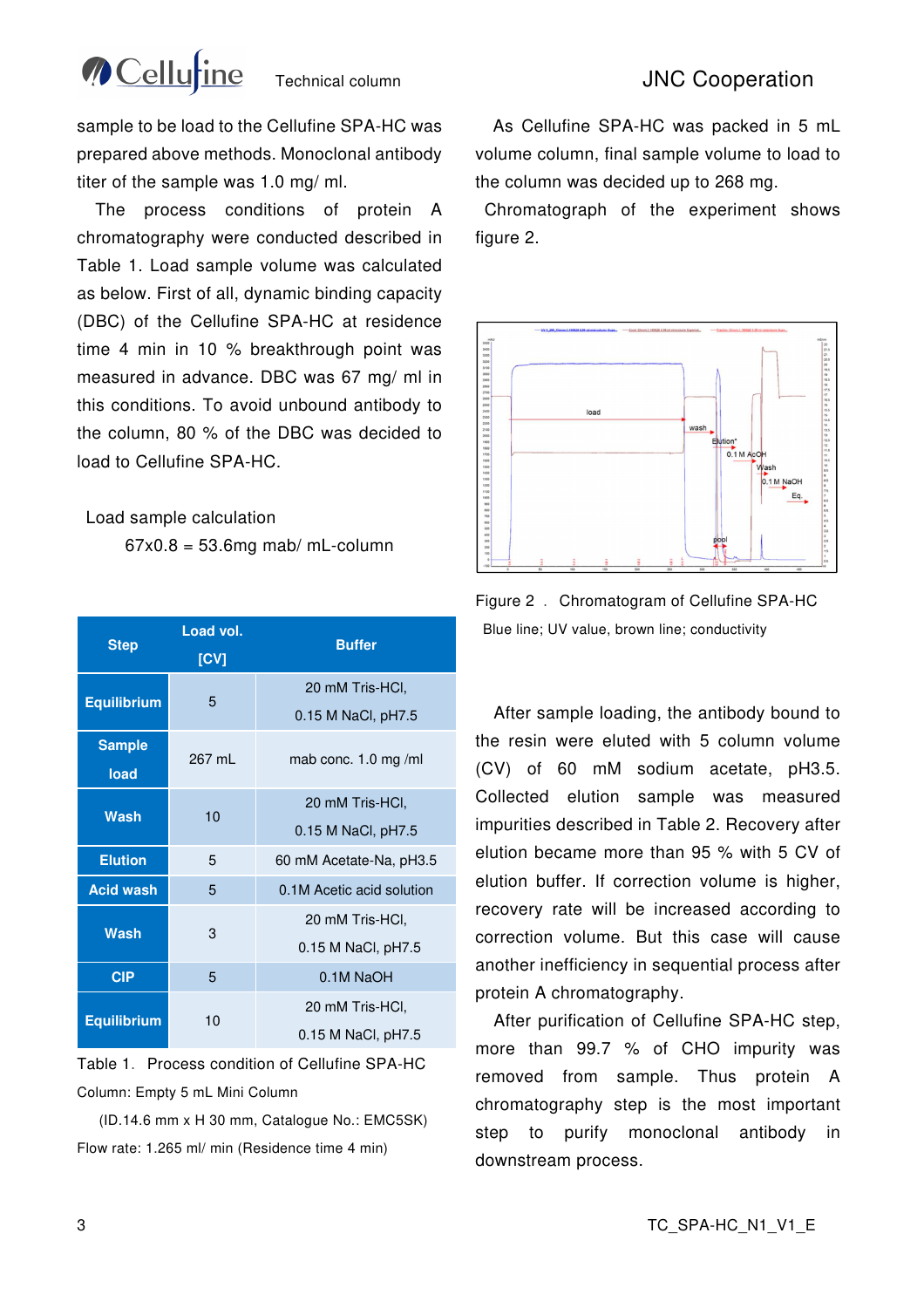sample to be load to the Cellufine SPA-HC was prepared above methods. Monoclonal antibody titer of the sample was 1.0 mg/ ml.

The process conditions of protein A chromatography were conducted described in Table 1. Load sample volume was calculated as below. First of all, dynamic binding capacity (DBC) of the Cellufine SPA-HC at residence time 4 min in 10 % breakthrough point was measured in advance. DBC was 67 mg/ ml in this conditions. To avoid unbound antibody to the column, 80 % of the DBC was decided to load to Cellufine SPA-HC.

Load sample calculation

67x0.8 = 53.6mg mab/ mL-column

| Step | Load vol. [CV] | Buffer |
|---|---|---|
| Equilibrium | 5 | 20 mM Tris-HCl, 0.15 M NaCl, pH7.5 |
| Sample load | 267 mL | mab conc. 1.0 mg /ml |
| Wash | 10 | 20 mM Tris-HCl, 0.15 M NaCl, pH7.5 |
| Elution | 5 | 60 mM Acetate-Na, pH3.5 |
| Acid wash | 5 | 0.1M Acetic acid solution |
| Wash | 3 | 20 mM Tris-HCl, 0.15 M NaCl, pH7.5 |
| CIP | 5 | 0.1M NaOH |
| Equilibrium | 10 | 20 mM Tris-HCl, 0.15 M NaCl, pH7.5 |

Table 1. Process condition of Cellufine SPA-HC

Column: Empty 5 mL Mini Column

(ID.14.6 mm x H 30 mm, Catalogue No.: EMC5SK)

Flow rate: 1.265 ml/ min (Residence time 4 min)

As Cellufine SPA-HC was packed in 5 mL volume column, final sample volume to load to the column was decided up to 268 mg.

Chromatograph of the experiment shows figure 2.

Figure 2 . Chromatogram of Cellufine SPA-HC

Blue line; UV value, brown line; conductivity

After sample loading, the antibody bound to the resin were eluted with 5 column volume (CV) of 60 mM sodium acetate, pH3.5. Collected elution sample was measured impurities described in Table 2. Recovery after elution became more than 95 % with 5 CV of elution buffer. If correction volume is higher, recovery rate will be increased according to correction volume. But this case will cause another inefficiency in sequential process after protein A chromatography.

After purification of Cellufine SPA-HC step, more than 99.7 % of CHO impurity was removed from sample. Thus protein A chromatography step is the most important step to purify monoclonal antibody in downstream process.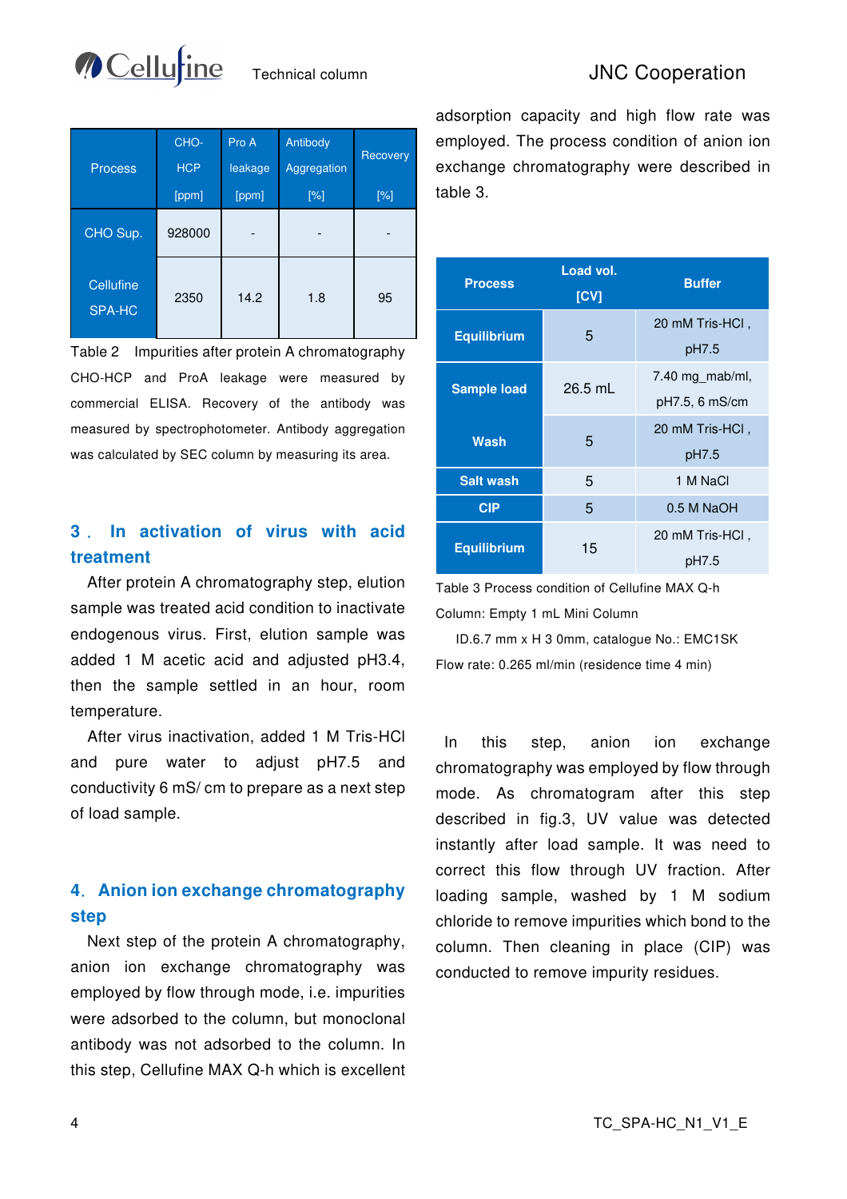| Process | CHO-HCP [ppm] | Pro A leakage [ppm] | Antibody Aggregation [%] | Recovery [%] |
|---|---|---|---|---|
| CHO Sup. | 928000 | - | - | - |
| Cellufine SPA-HC | 2350 | 14.2 | 1.8 | 95 |

Table 2 Impurities after protein A chromatography

CHO-HCP and ProA leakage were measured by commercial ELISA. Recovery of the antibody was measured by spectrophotometer. Antibody aggregation was calculated by SEC column by measuring its area.

## 3 . In activation of virus with acid treatment

After protein A chromatography step, elution sample was treated acid condition to inactivate endogenous virus. First, elution sample was added 1 M acetic acid and adjusted pH3.4, then the sample settled in an hour, room temperature.

After virus inactivation, added 1 M Tris-HCl and pure water to adjust pH7.5 and conductivity 6 mS/ cm to prepare as a next step of load sample.

## 4. Anion ion exchange chromatography step

Next step of the protein A chromatography, anion ion exchange chromatography was employed by flow through mode, i.e. impurities were adsorbed to the column, but monoclonal antibody was not adsorbed to the column. In this step, Cellufine MAX Q-h which is excellent adsorption capacity and high flow rate was employed. The process condition of anion ion exchange chromatography were described in table 3.

| Process | Load vol. [CV] | Buffer |
|---|---|---|
| Equilibrium | 5 | 20 mM Tris-HCl , pH7.5 |
| Sample load | 26.5 mL | 7.40 mg_mab/ml, pH7.5, 6 mS/cm |
| Wash | 5 | 20 mM Tris-HCl , pH7.5 |
| Salt wash | 5 | 1 M NaCl |
| CIP | 5 | 0.5 M NaOH |
| Equilibrium | 15 | 20 mM Tris-HCl , pH7.5 |

Table 3 Process condition of Cellufine MAX Q-h

Column: Empty 1 mL Mini Column

ID.6.7 mm x H 3 0mm, catalogue No.: EMC1SK

Flow rate: 0.265 ml/min (residence time 4 min)

In this step, anion ion exchange chromatography was employed by flow through mode. As chromatogram after this step described in fig.3, UV value was detected instantly after load sample. It was need to correct this flow through UV fraction. After loading sample, washed by 1 M sodium chloride to remove impurities which bond to the column. Then cleaning in place (CIP) was conducted to remove impurity residues.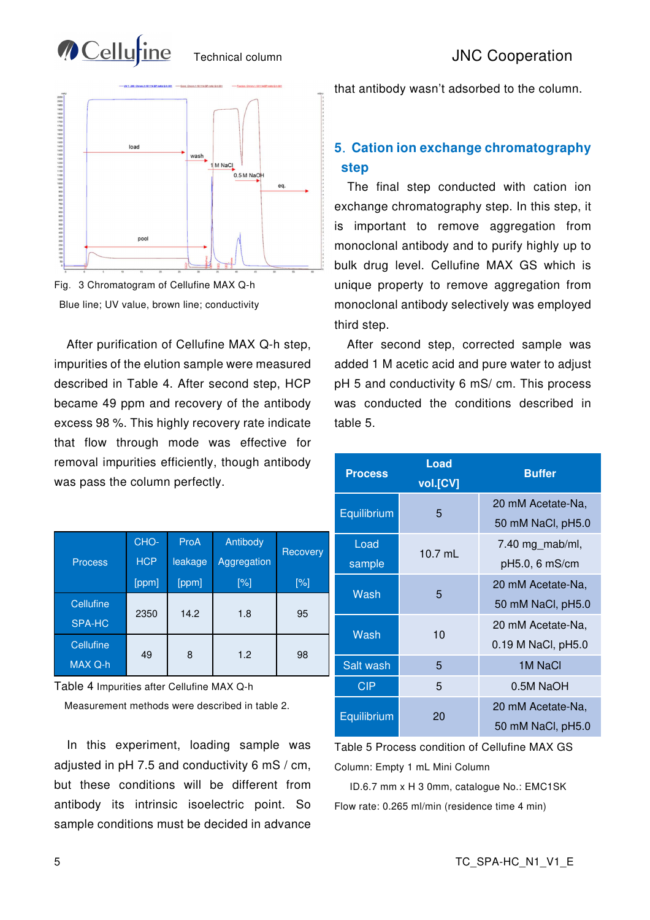Fig. 3 Chromatogram of Cellufine MAX Q-h

Blue line; UV value, brown line; conductivity

After purification of Cellufine MAX Q-h step, impurities of the elution sample were measured described in Table 4. After second step, HCP became 49 ppm and recovery of the antibody excess 98 %. This highly recovery rate indicate that flow through mode was effective for removal impurities efficiently, though antibody was pass the column perfectly.

| Process | CHO-HCP [ppm] | ProA leakage [ppm] | Antibody Aggregation [%] | Recovery [%] |
|---|---|---|---|---|
| Cellufine SPA-HC | 2350 | 14.2 | 1.8 | 95 |
| Cellufine MAX Q-h | 49 | 8 | 1.2 | 98 |

Table 4 Impurities after Cellufine MAX Q-h

Measurement methods were described in table 2.

In this experiment, loading sample was adjusted in pH 7.5 and conductivity 6 mS / cm, but these conditions will be different from antibody its intrinsic isoelectric point. So sample conditions must be decided in advance that antibody wasn't adsorbed to the column.

## 5. Cation ion exchange chromatography step

The final step conducted with cation ion exchange chromatography step. In this step, it is important to remove aggregation from monoclonal antibody and to purify highly up to bulk drug level. Cellufine MAX GS which is unique property to remove aggregation from monoclonal antibody selectively was employed third step.

After second step, corrected sample was added 1 M acetic acid and pure water to adjust pH 5 and conductivity 6 mS/ cm. This process was conducted the conditions described in table 5.

| Process | Load vol.[CV] | Buffer |
|---|---|---|
| Equilibrium | 5 | 20 mM Acetate-Na, 50 mM NaCl, pH5.0 |
| Load sample | 10.7 mL | 7.40 mg_mab/ml, pH5.0, 6 mS/cm |
| Wash | 5 | 20 mM Acetate-Na, 50 mM NaCl, pH5.0 |
| Wash | 10 | 20 mM Acetate-Na, 0.19 M NaCl, pH5.0 |
| Salt wash | 5 | 1M NaCl |
| CIP | 5 | 0.5M NaOH |
| Equilibrium | 20 | 20 mM Acetate-Na, 50 mM NaCl, pH5.0 |

Table 5 Process condition of Cellufine MAX GS

Column: Empty 1 mL Mini Column

ID.6.7 mm x H 3 0mm, catalogue No.: EMC1SK

Flow rate: 0.265 ml/min (residence time 4 min)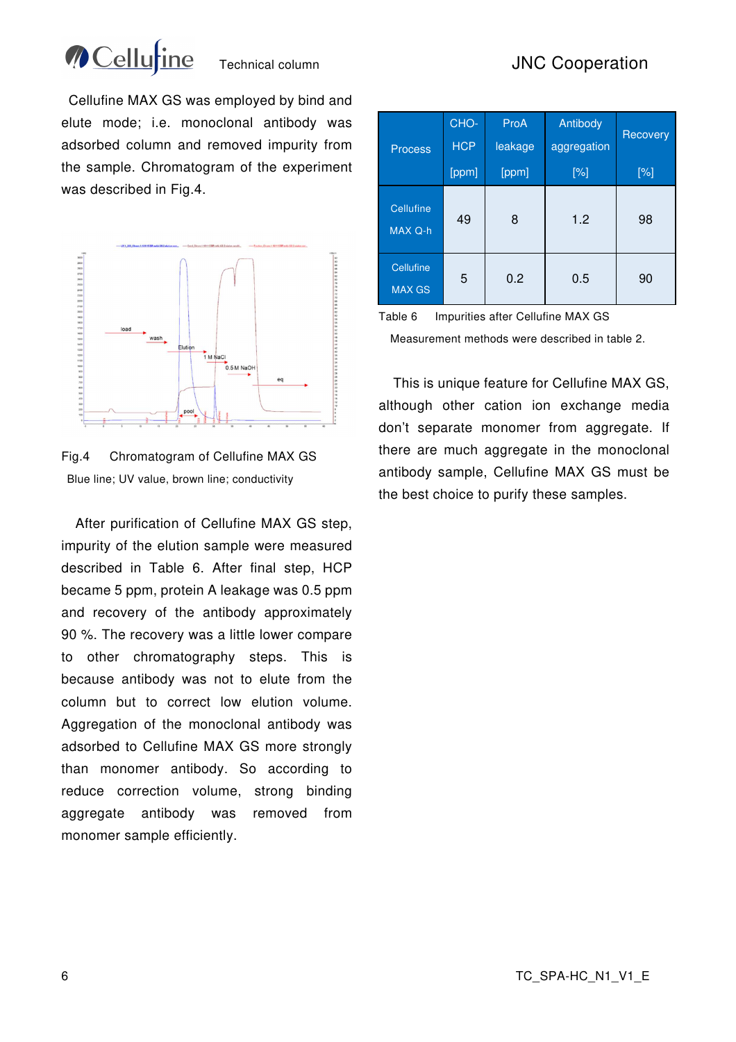Cellufine MAX GS was employed by bind and elute mode; i.e. monoclonal antibody was adsorbed column and removed impurity from the sample. Chromatogram of the experiment was described in Fig.4.

Fig.4 Chromatogram of Cellufine MAX GS

Blue line; UV value, brown line; conductivity

After purification of Cellufine MAX GS step, impurity of the elution sample were measured described in Table 6. After final step, HCP became 5 ppm, protein A leakage was 0.5 ppm and recovery of the antibody approximately 90 %. The recovery was a little lower compare to other chromatography steps. This is because antibody was not to elute from the column but to correct low elution volume. Aggregation of the monoclonal antibody was adsorbed to Cellufine MAX GS more strongly than monomer antibody. So according to reduce correction volume, strong binding aggregate antibody was removed from monomer sample efficiently.

| Process | CHO-HCP [ppm] | ProA leakage [ppm] | Antibody aggregation [%] | Recovery [%] |
|---|---|---|---|---|
| Cellufine MAX Q-h | 49 | 8 | 1.2 | 98 |
| Cellufine MAX GS | 5 | 0.2 | 0.5 | 90 |

Table 6 Impurities after Cellufine MAX GS

Measurement methods were described in table 2.

This is unique feature for Cellufine MAX GS, although other cation ion exchange media don't separate monomer from aggregate. If there are much aggregate in the monoclonal antibody sample, Cellufine MAX GS must be the best choice to purify these samples.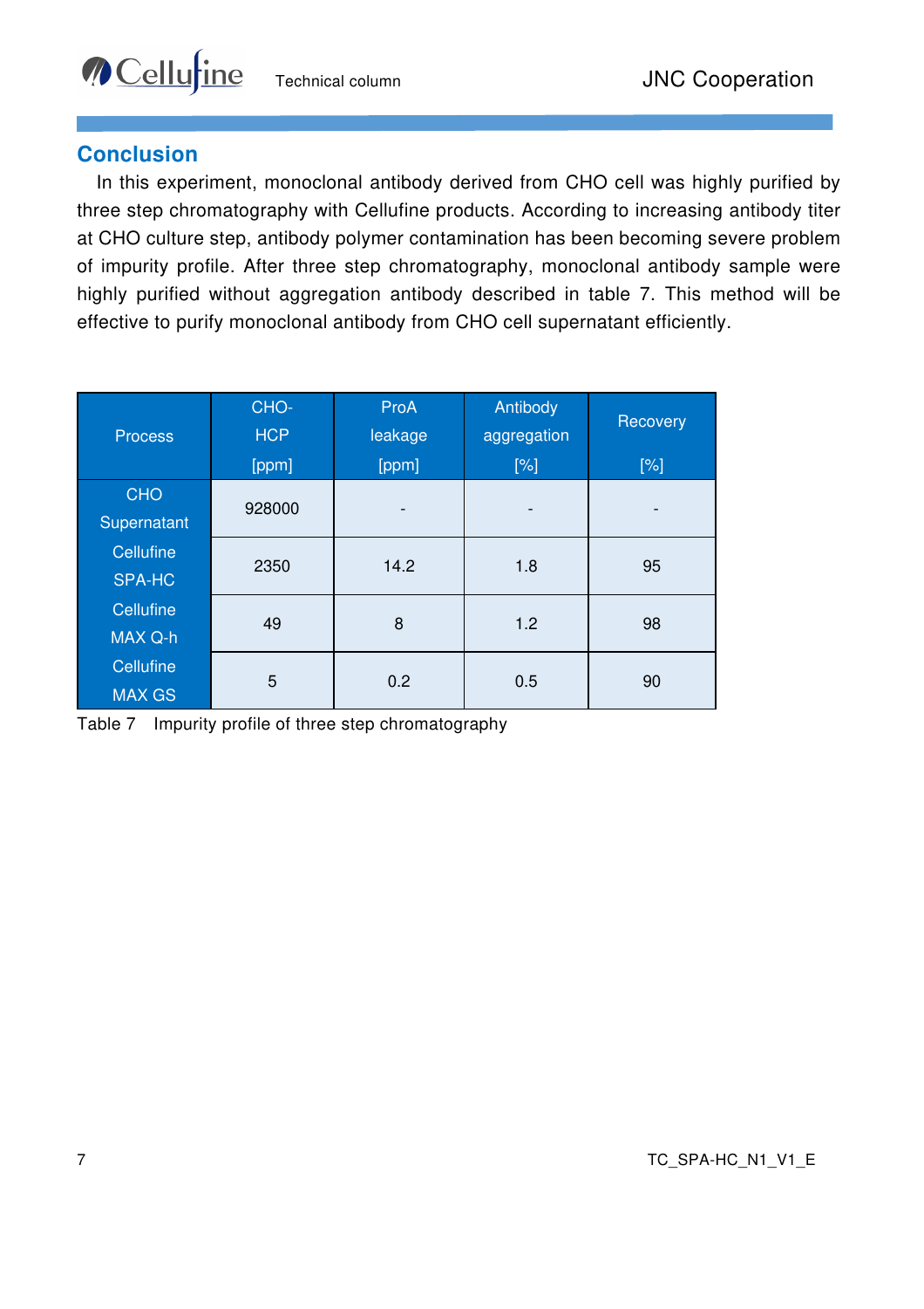## Conclusion

In this experiment, monoclonal antibody derived from CHO cell was highly purified by three step chromatography with Cellufine products. According to increasing antibody titer at CHO culture step, antibody polymer contamination has been becoming severe problem of impurity profile. After three step chromatography, monoclonal antibody sample were highly purified without aggregation antibody described in table 7. This method will be effective to purify monoclonal antibody from CHO cell supernatant efficiently.

| Process | CHO-HCP [ppm] | ProA leakage [ppm] | Antibody aggregation [%] | Recovery [%] |
|---|---|---|---|---|
| CHO Supernatant | 928000 | - | - | - |
| Cellufine SPA-HC | 2350 | 14.2 | 1.8 | 95 |
| Cellufine MAX Q-h | 49 | 8 | 1.2 | 98 |
| Cellufine MAX GS | 5 | 0.2 | 0.5 | 90 |

Table 7 Impurity profile of three step chromatography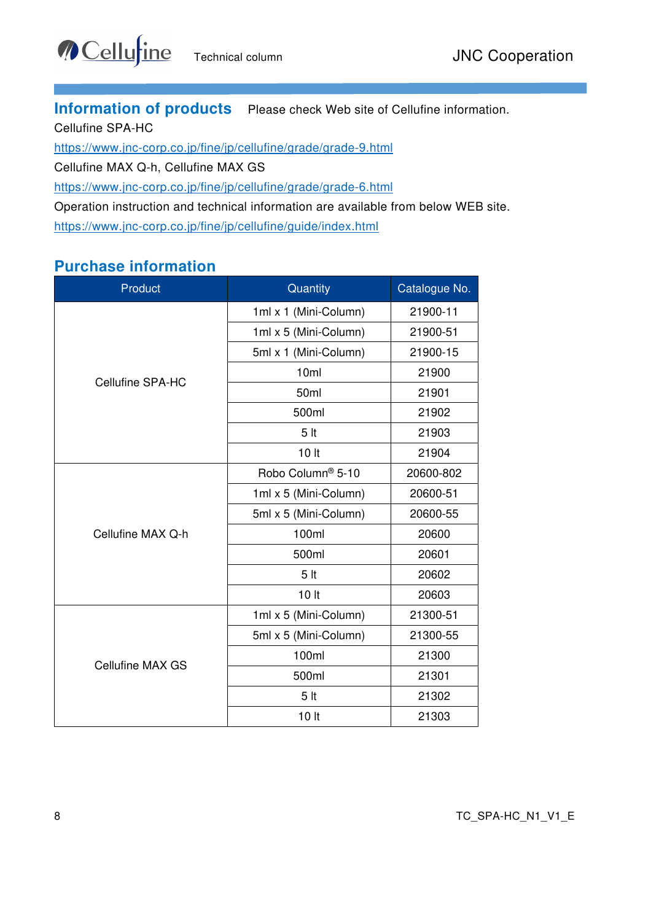## Information of products

Please check Web site of Cellufine information.

Cellufine SPA-HC

https://www.jnc-corp.co.jp/fine/jp/cellufine/grade/grade-9.html

Cellufine MAX Q-h, Cellufine MAX GS

https://www.jnc-corp.co.jp/fine/jp/cellufine/grade/grade-6.html

Operation instruction and technical information are available from below WEB site.

https://www.jnc-corp.co.jp/fine/jp/cellufine/guide/index.html

## Purchase information

| Product | Quantity | Catalogue No. |
|---|---|---|
| Cellufine SPA-HC | 1ml x 1 (Mini-Column) | 21900-11 |
| | 1ml x 5 (Mini-Column) | 21900-51 |
| | 5ml x 1 (Mini-Column) | 21900-15 |
| | 10ml | 21900 |
| | 50ml | 21901 |
| | 500ml | 21902 |
| | 5 lt | 21903 |
| | 10 lt | 21904 |
| Cellufine MAX Q-h | Robo Column® 5-10 | 20600-802 |
| | 1ml x 5 (Mini-Column) | 20600-51 |
| | 5ml x 5 (Mini-Column) | 20600-55 |
| | 100ml | 20600 |
| | 500ml | 20601 |
| | 5 lt | 20602 |
| | 10 lt | 20603 |
| Cellufine MAX GS | 1ml x 5 (Mini-Column) | 21300-51 |
| | 5ml x 5 (Mini-Column) | 21300-55 |
| | 100ml | 21300 |
| | 500ml | 21301 |
| | 5 lt | 21302 |
| | 10 lt | 21303 |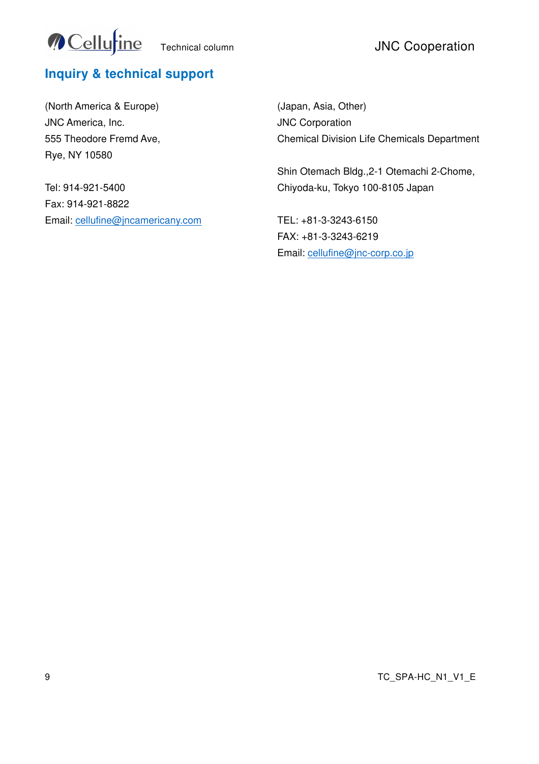## Inquiry & technical support

(North America & Europe)
JNC America, Inc.
555 Theodore Fremd Ave,
Rye, NY 10580

Tel: 914-921-5400
Fax: 914-921-8822
Email: cellufine@jncamericany.com

(Japan, Asia, Other)
JNC Corporation
Chemical Division Life Chemicals Department

Shin Otemach Bldg.,2-1 Otemachi 2-Chome,
Chiyoda-ku, Tokyo 100-8105 Japan

TEL: +81-3-3243-6150
FAX: +81-3-3243-6219
Email: cellufine@jnc-corp.co.jp